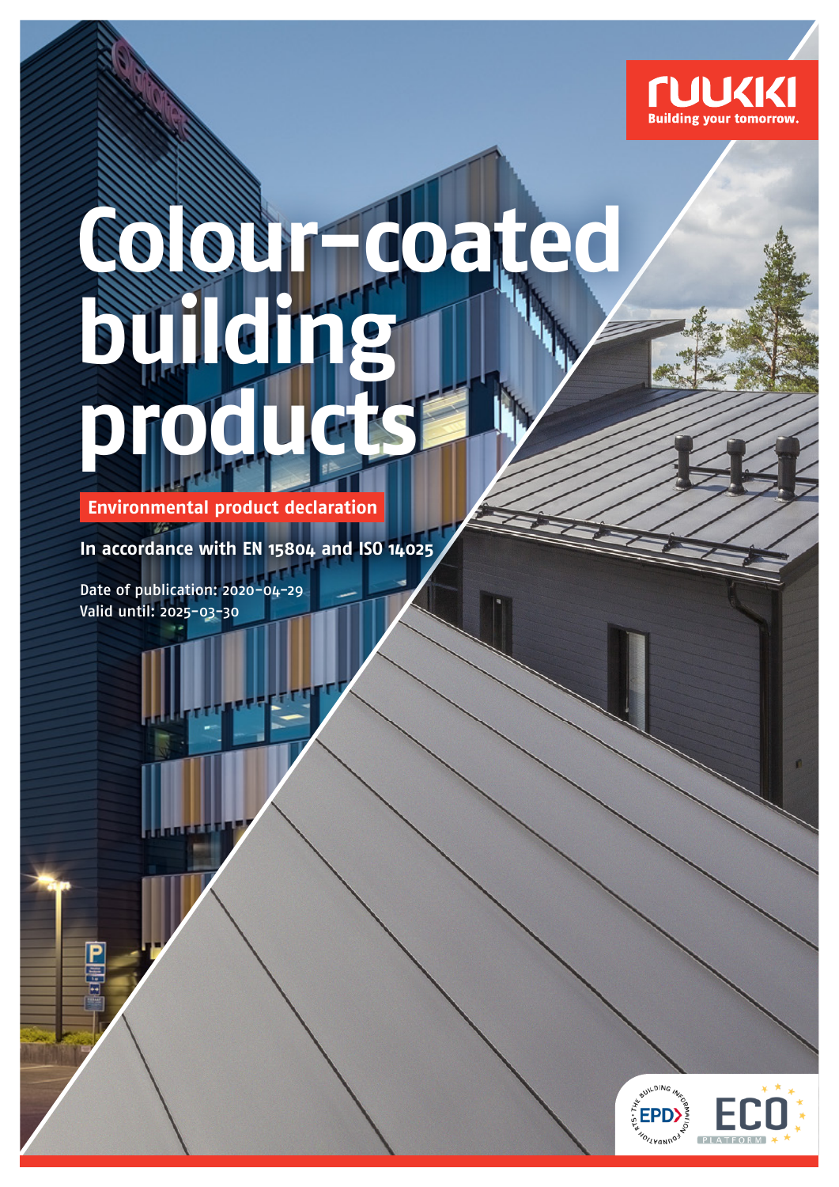RUUKKI
Building your tomorrow.

# Colour-coated building products

**Environmental product declaration**

**In accordance with EN 15804 and ISO 14025**

Date of publication: 2020-04-29
Valid until: 2025-03-30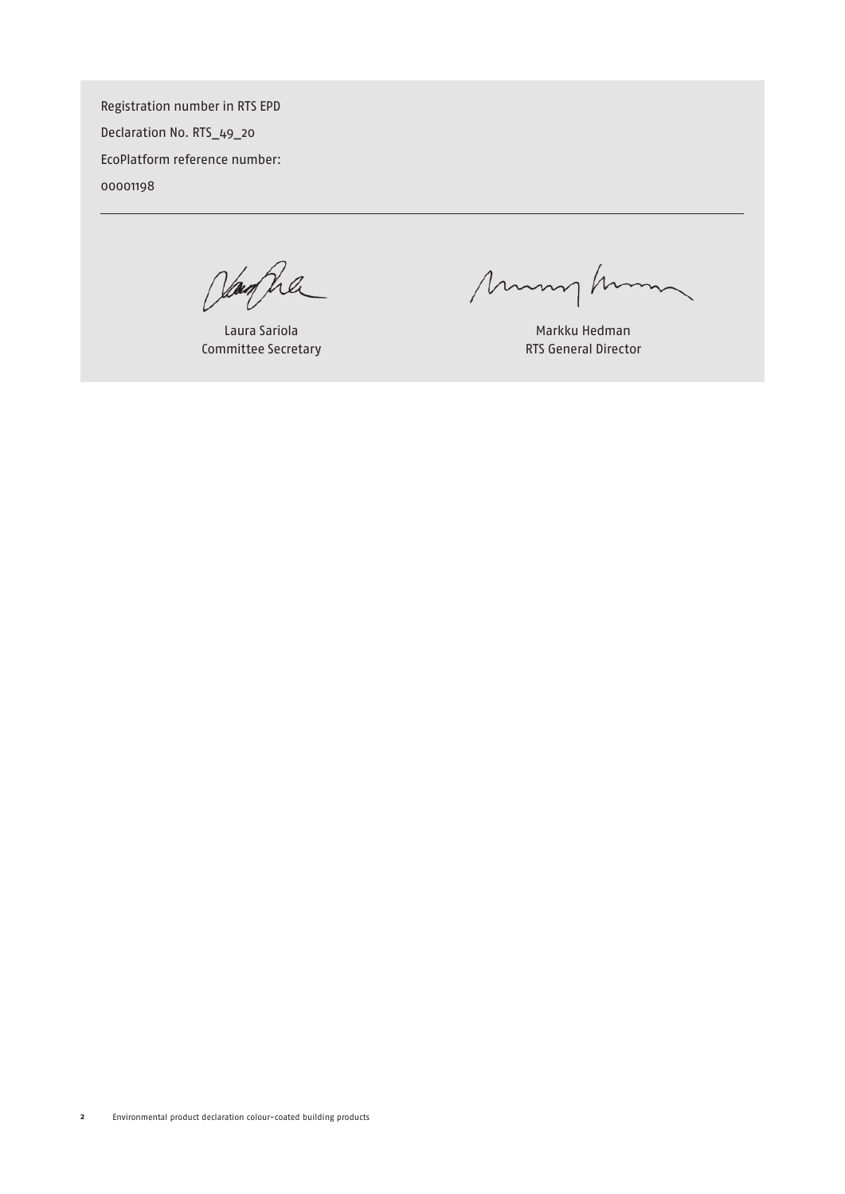Registration number in RTS EPD

Declaration No. RTS_49_20

EcoPlatform reference number:

00001198

---

| Laura Sariola | Markku Hedman |
|---|---|
| Committee Secretary | RTS General Director |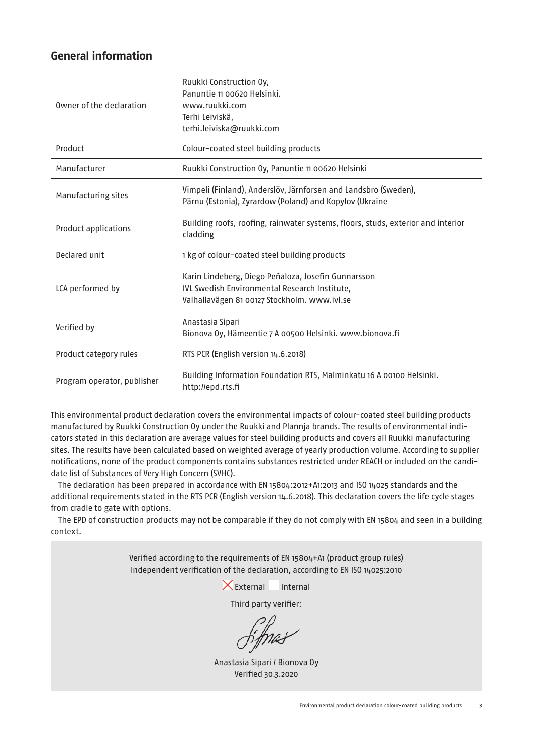## General information

| | |
|---|---|
| Owner of the declaration | Ruukki Construction Oy,<br>Panuntie 11 00620 Helsinki.<br>www.ruukki.com<br>Terhi Leiviskä,<br>terhi.leiviska@ruukki.com |
| Product | Colour-coated steel building products |
| Manufacturer | Ruukki Construction Oy, Panuntie 11 00620 Helsinki |
| Manufacturing sites | Vimpeli (Finland), Anderslöv, Järnforsen and Landsbro (Sweden),<br>Pärnu (Estonia), Zyrardow (Poland) and Kopylov (Ukraine |
| Product applications | Building roofs, roofing, rainwater systems, floors, studs, exterior and interior cladding |
| Declared unit | 1 kg of colour-coated steel building products |
| LCA performed by | Karin Lindeberg, Diego Peñaloza, Josefin Gunnarsson<br>IVL Swedish Environmental Research Institute,<br>Valhallavägen 81 00127 Stockholm. www.ivl.se |
| Verified by | Anastasia Sipari<br>Bionova Oy, Hämeentie 7 A 00500 Helsinki. www.bionova.fi |
| Product category rules | RTS PCR (English version 14.6.2018) |
| Program operator, publisher | Building Information Foundation RTS, Malminkatu 16 A 00100 Helsinki.<br>http://epd.rts.fi |

This environmental product declaration covers the environmental impacts of colour-coated steel building products manufactured by Ruukki Construction Oy under the Ruukki and Plannja brands. The results of environmental indicators stated in this declaration are average values for steel building products and covers all Ruukki manufacturing sites. The results have been calculated based on weighted average of yearly production volume. According to supplier notifications, none of the product components contains substances restricted under REACH or included on the candidate list of Substances of Very High Concern (SVHC).

The declaration has been prepared in accordance with EN 15804:2012+A1:2013 and ISO 14025 standards and the additional requirements stated in the RTS PCR (English version 14.6.2018). This declaration covers the life cycle stages from cradle to gate with options.

The EPD of construction products may not be comparable if they do not comply with EN 15804 and seen in a building context.

Verified according to the requirements of EN 15804+A1 (product group rules)
Independent verification of the declaration, according to EN ISO 14025:2010

☒ External ☐ Internal

Third party verifier:

Anastasia Sipari / Bionova Oy
Verified 30.3.2020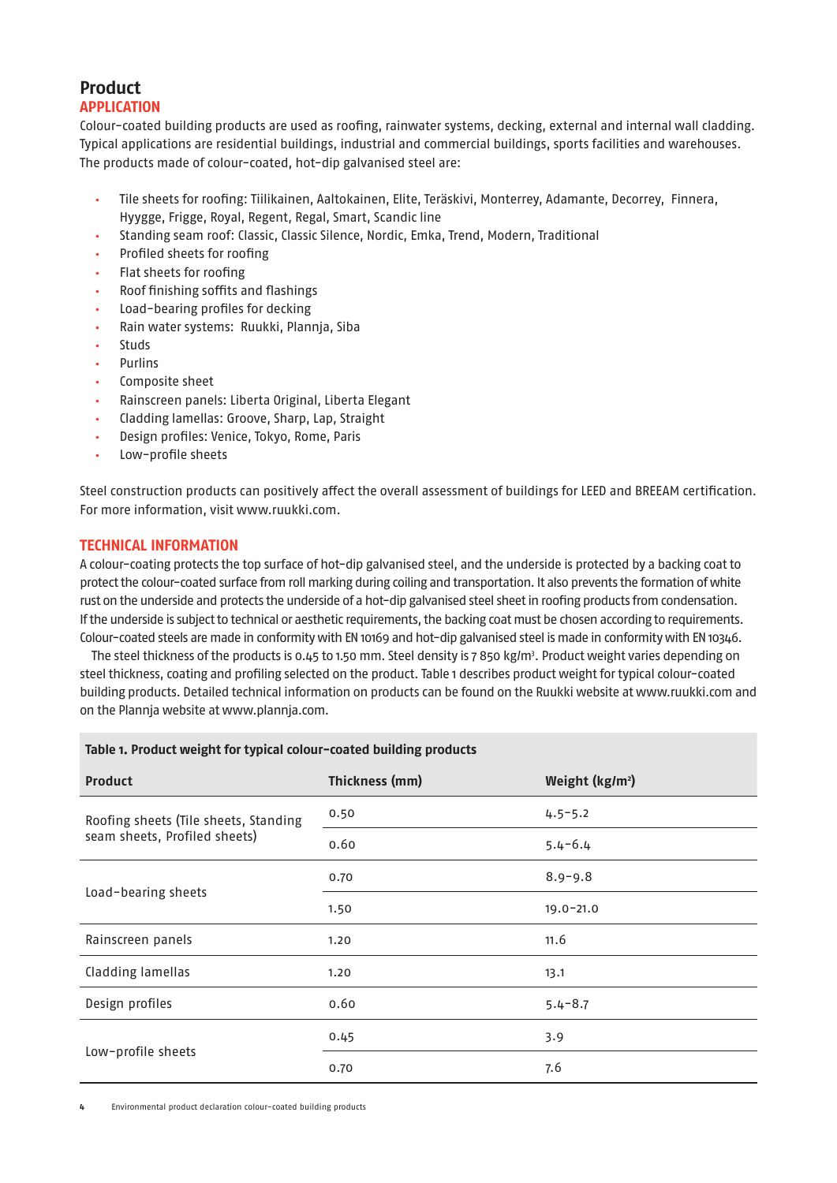# Product

## APPLICATION

Colour-coated building products are used as roofing, rainwater systems, decking, external and internal wall cladding. Typical applications are residential buildings, industrial and commercial buildings, sports facilities and warehouses. The products made of colour-coated, hot-dip galvanised steel are:

- Tile sheets for roofing: Tiilikainen, Aaltokainen, Elite, Teräskivi, Monterrey, Adamante, Decorrey, Finnera, Hygge, Frigge, Royal, Regent, Regal, Smart, Scandic line
- Standing seam roof: Classic, Classic Silence, Nordic, Emka, Trend, Modern, Traditional
- Profiled sheets for roofing
- Flat sheets for roofing
- Roof finishing soffits and flashings
- Load-bearing profiles for decking
- Rain water systems: Ruukki, Plannja, Siba
- Studs
- Purlins
- Composite sheet
- Rainscreen panels: Liberta Original, Liberta Elegant
- Cladding lamellas: Groove, Sharp, Lap, Straight
- Design profiles: Venice, Tokyo, Rome, Paris
- Low-profile sheets

Steel construction products can positively affect the overall assessment of buildings for LEED and BREEAM certification. For more information, visit www.ruukki.com.

## TECHNICAL INFORMATION

A colour-coating protects the top surface of hot-dip galvanised steel, and the underside is protected by a backing coat to protect the colour-coated surface from roll marking during coiling and transportation. It also prevents the formation of white rust on the underside and protects the underside of a hot-dip galvanised steel sheet in roofing products from condensation. If the underside is subject to technical or aesthetic requirements, the backing coat must be chosen according to requirements. Colour-coated steels are made in conformity with EN 10169 and hot-dip galvanised steel is made in conformity with EN 10346.

The steel thickness of the products is 0.45 to 1.50 mm. Steel density is 7 850 kg/m$^3$. Product weight varies depending on steel thickness, coating and profiling selected on the product. Table 1 describes product weight for typical colour-coated building products. Detailed technical information on products can be found on the Ruukki website at www.ruukki.com and on the Plannja website at www.plannja.com.

**Table 1. Product weight for typical colour-coated building products**

| Product | Thickness (mm) | Weight (kg/m$^2$) |
|---|---|---|
| Roofing sheets (Tile sheets, Standing seam sheets, Profiled sheets) | 0.50 | 4.5–5.2 |
| | 0.60 | 5.4–6.4 |
| Load-bearing sheets | 0.70 | 8.9–9.8 |
| | 1.50 | 19.0–21.0 |
| Rainscreen panels | 1.20 | 11.6 |
| Cladding lamellas | 1.20 | 13.1 |
| Design profiles | 0.60 | 5.4–8.7 |
| Low-profile sheets | 0.45 | 3.9 |
| | 0.70 | 7.6 |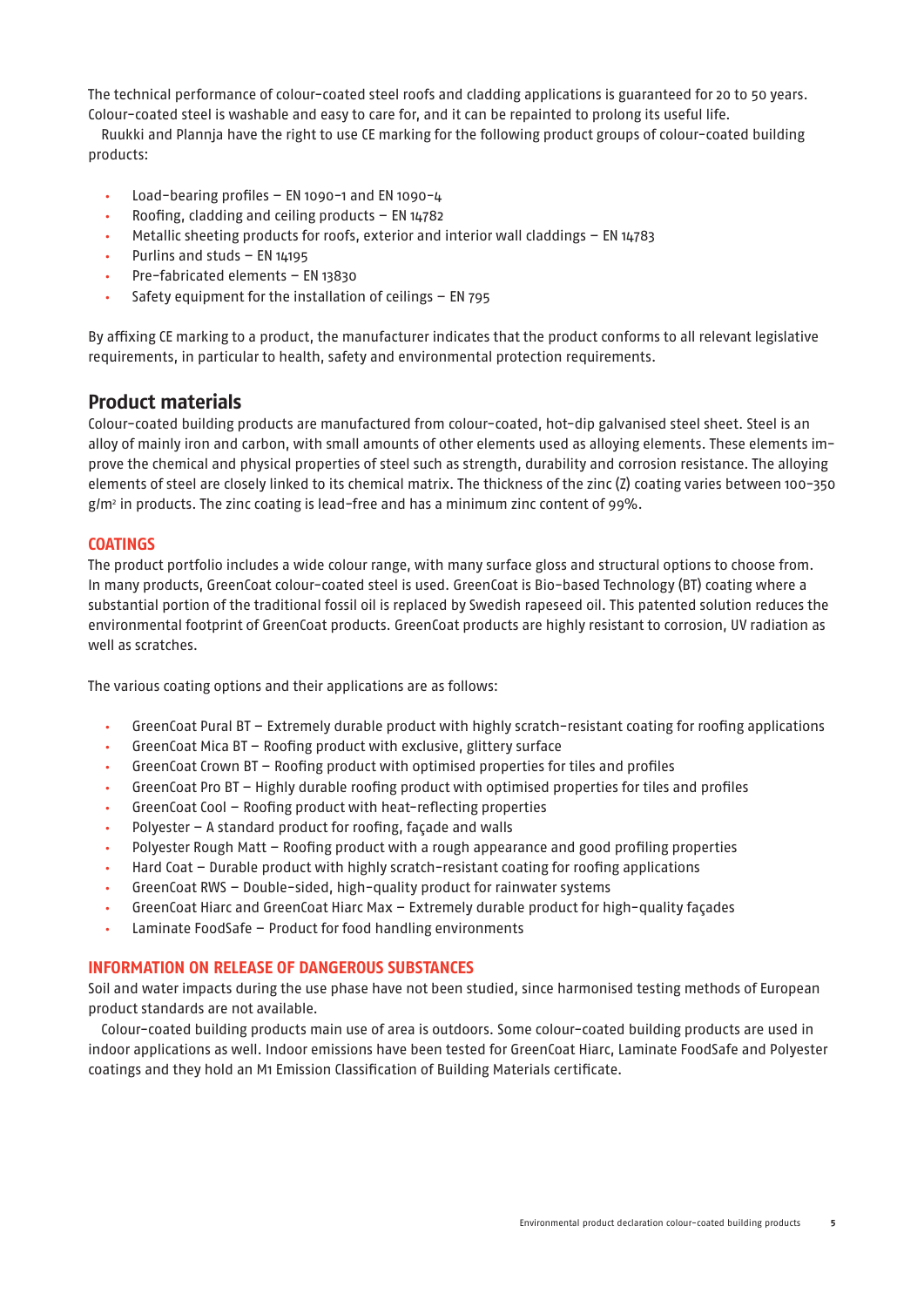The technical performance of colour-coated steel roofs and cladding applications is guaranteed for 20 to 50 years. Colour-coated steel is washable and easy to care for, and it can be repainted to prolong its useful life.

Ruukki and Plannja have the right to use CE marking for the following product groups of colour-coated building products:

- Load-bearing profiles – EN 1090-1 and EN 1090-4
- Roofing, cladding and ceiling products – EN 14782
- Metallic sheeting products for roofs, exterior and interior wall claddings – EN 14783
- Purlins and studs – EN 14195
- Pre-fabricated elements – EN 13830
- Safety equipment for the installation of ceilings – EN 795

By affixing CE marking to a product, the manufacturer indicates that the product conforms to all relevant legislative requirements, in particular to health, safety and environmental protection requirements.

## Product materials

Colour-coated building products are manufactured from colour-coated, hot-dip galvanised steel sheet. Steel is an alloy of mainly iron and carbon, with small amounts of other elements used as alloying elements. These elements improve the chemical and physical properties of steel such as strength, durability and corrosion resistance. The alloying elements of steel are closely linked to its chemical matrix. The thickness of the zinc (Z) coating varies between 100-350 $g/m^2$ in products. The zinc coating is lead-free and has a minimum zinc content of 99%.

### COATINGS

The product portfolio includes a wide colour range, with many surface gloss and structural options to choose from. In many products, GreenCoat colour-coated steel is used. GreenCoat is Bio-based Technology (BT) coating where a substantial portion of the traditional fossil oil is replaced by Swedish rapeseed oil. This patented solution reduces the environmental footprint of GreenCoat products. GreenCoat products are highly resistant to corrosion, UV radiation as well as scratches.

The various coating options and their applications are as follows:

- GreenCoat Pural BT – Extremely durable product with highly scratch-resistant coating for roofing applications
- GreenCoat Mica BT – Roofing product with exclusive, glittery surface
- GreenCoat Crown BT – Roofing product with optimised properties for tiles and profiles
- GreenCoat Pro BT – Highly durable roofing product with optimised properties for tiles and profiles
- GreenCoat Cool – Roofing product with heat-reflecting properties
- Polyester – A standard product for roofing, façade and walls
- Polyester Rough Matt – Roofing product with a rough appearance and good profiling properties
- Hard Coat – Durable product with highly scratch-resistant coating for roofing applications
- GreenCoat RWS – Double-sided, high-quality product for rainwater systems
- GreenCoat Hiarc and GreenCoat Hiarc Max – Extremely durable product for high-quality façades
- Laminate FoodSafe – Product for food handling environments

### INFORMATION ON RELEASE OF DANGEROUS SUBSTANCES

Soil and water impacts during the use phase have not been studied, since harmonised testing methods of European product standards are not available.

Colour-coated building products main use of area is outdoors. Some colour-coated building products are used in indoor applications as well. Indoor emissions have been tested for GreenCoat Hiarc, Laminate FoodSafe and Polyester coatings and they hold an M1 Emission Classification of Building Materials certificate.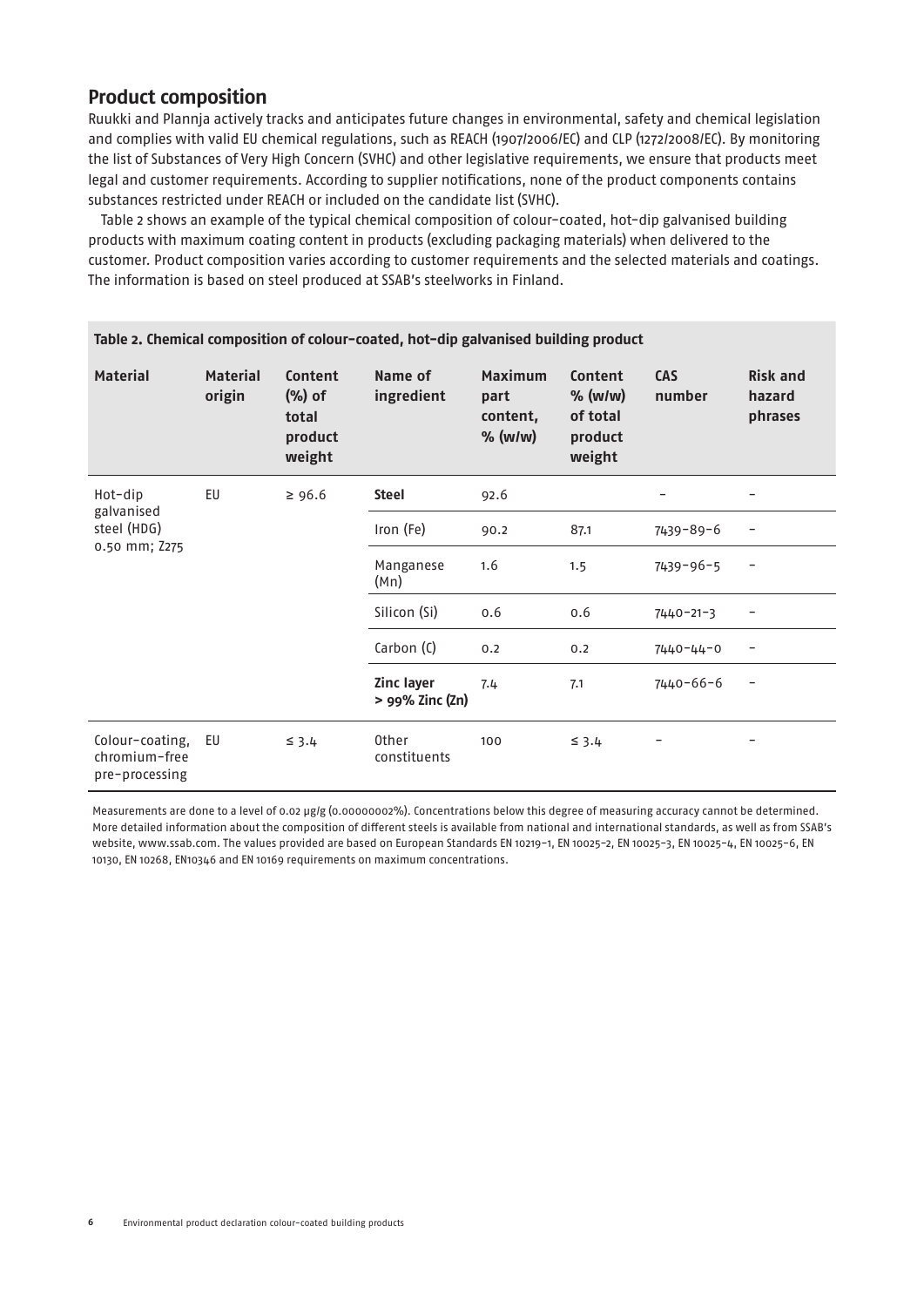## Product composition

Ruukki and Plannja actively tracks and anticipates future changes in environmental, safety and chemical legislation and complies with valid EU chemical regulations, such as REACH (1907/2006/EC) and CLP (1272/2008/EC). By monitoring the list of Substances of Very High Concern (SVHC) and other legislative requirements, we ensure that products meet legal and customer requirements. According to supplier notifications, none of the product components contains substances restricted under REACH or included on the candidate list (SVHC).

Table 2 shows an example of the typical chemical composition of colour-coated, hot-dip galvanised building products with maximum coating content in products (excluding packaging materials) when delivered to the customer. Product composition varies according to customer requirements and the selected materials and coatings. The information is based on steel produced at SSAB's steelworks in Finland.

**Table 2. Chemical composition of colour-coated, hot-dip galvanised building product**

| Material | Material origin | Content (%) of total product weight | Name of ingredient | Maximum part content, % (w/w) | Content % (w/w) of total product weight | CAS number | Risk and hazard phrases |
|---|---|---|---|---|---|---|---|
| Hot-dip galvanised steel (HDG) 0.50 mm; Z275 | EU | ≥ 96.6 | **Steel** | 92.6 | | – | – |
| | | | Iron (Fe) | 90.2 | 87.1 | 7439-89-6 | – |
| | | | Manganese (Mn) | 1.6 | 1.5 | 7439-96-5 | – |
| | | | Silicon (Si) | 0.6 | 0.6 | 7440-21-3 | – |
| | | | Carbon (C) | 0.2 | 0.2 | 7440-44-0 | – |
| | | | **Zinc layer > 99% Zinc (Zn)** | 7.4 | 7.1 | 7440-66-6 | – |
| Colour-coating, chromium-free pre-processing | EU | ≤ 3.4 | Other constituents | 100 | ≤ 3.4 | – | – |

Measurements are done to a level of 0.02 µg/g (0.00000002%). Concentrations below this degree of measuring accuracy cannot be determined. More detailed information about the composition of different steels is available from national and international standards, as well as from SSAB's website, www.ssab.com. The values provided are based on European Standards EN 10219-1, EN 10025-2, EN 10025-3, EN 10025-4, EN 10025-6, EN 10130, EN 10268, EN10346 and EN 10169 requirements on maximum concentrations.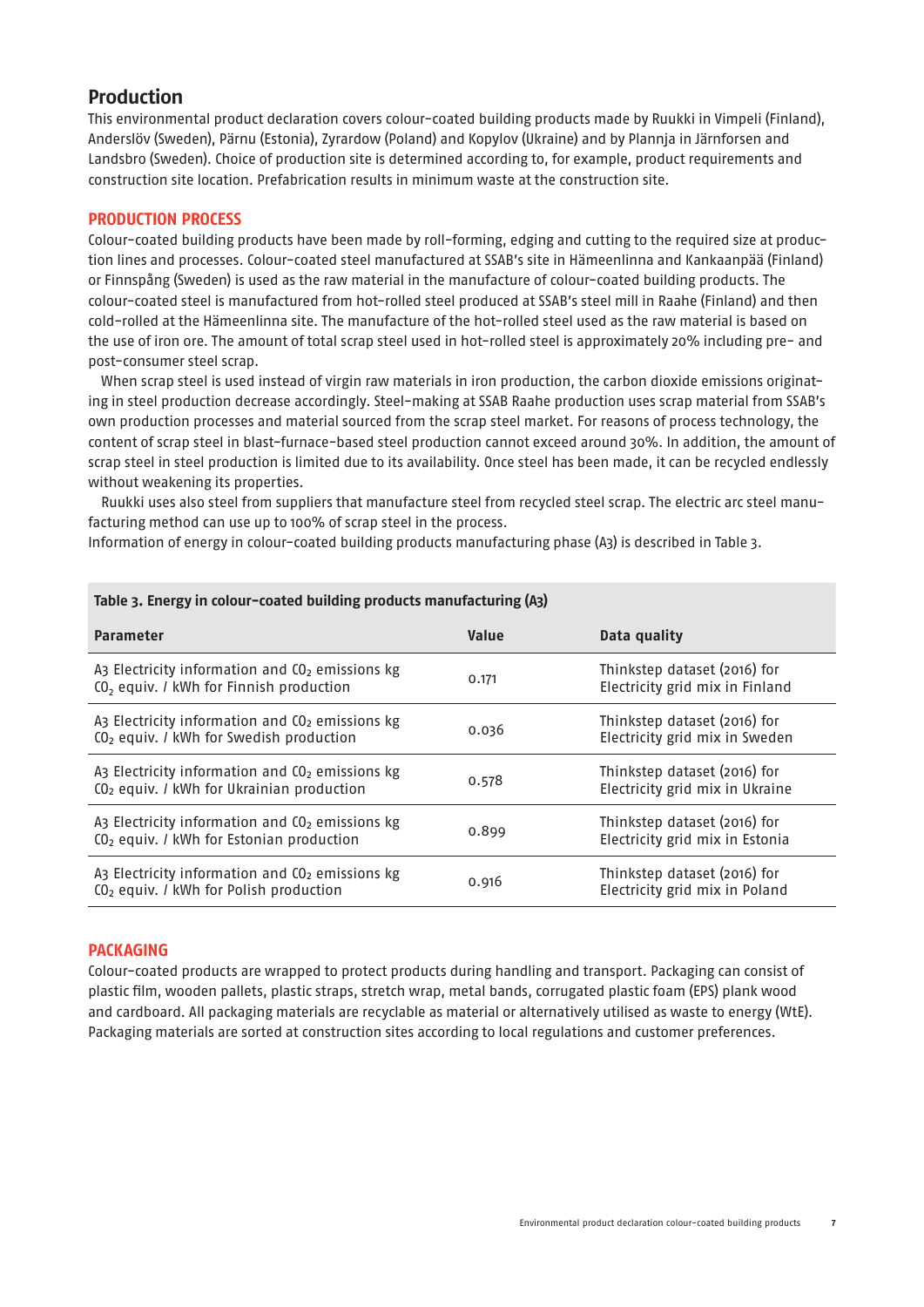## Production

This environmental product declaration covers colour-coated building products made by Ruukki in Vimpeli (Finland), Anderslöv (Sweden), Pärnu (Estonia), Zyrardow (Poland) and Kopylov (Ukraine) and by Plannja in Järnforsen and Landsbro (Sweden). Choice of production site is determined according to, for example, product requirements and construction site location. Prefabrication results in minimum waste at the construction site.

### PRODUCTION PROCESS

Colour-coated building products have been made by roll-forming, edging and cutting to the required size at production lines and processes. Colour-coated steel manufactured at SSAB's site in Hämeenlinna and Kankaanpää (Finland) or Finnspång (Sweden) is used as the raw material in the manufacture of colour-coated building products. The colour-coated steel is manufactured from hot-rolled steel produced at SSAB's steel mill in Raahe (Finland) and then cold-rolled at the Hämeenlinna site. The manufacture of the hot-rolled steel used as the raw material is based on the use of iron ore. The amount of total scrap steel used in hot-rolled steel is approximately 20% including pre- and post-consumer steel scrap.

When scrap steel is used instead of virgin raw materials in iron production, the carbon dioxide emissions originating in steel production decrease accordingly. Steel-making at SSAB Raahe production uses scrap material from SSAB's own production processes and material sourced from the scrap steel market. For reasons of process technology, the content of scrap steel in blast-furnace-based steel production cannot exceed around 30%. In addition, the amount of scrap steel in steel production is limited due to its availability. Once steel has been made, it can be recycled endlessly without weakening its properties.

Ruukki uses also steel from suppliers that manufacture steel from recycled steel scrap. The electric arc steel manufacturing method can use up to 100% of scrap steel in the process.

Information of energy in colour-coated building products manufacturing phase (A3) is described in Table 3.

**Table 3. Energy in colour-coated building products manufacturing (A3)**

| Parameter | Value | Data quality |
|---|---|---|
| A3 Electricity information and $CO_2$ emissions kg $CO_2$ equiv. / kWh for Finnish production | 0.171 | Thinkstep dataset (2016) for Electricity grid mix in Finland |
| A3 Electricity information and $CO_2$ emissions kg $CO_2$ equiv. / kWh for Swedish production | 0.036 | Thinkstep dataset (2016) for Electricity grid mix in Sweden |
| A3 Electricity information and $CO_2$ emissions kg $CO_2$ equiv. / kWh for Ukrainian production | 0.578 | Thinkstep dataset (2016) for Electricity grid mix in Ukraine |
| A3 Electricity information and $CO_2$ emissions kg $CO_2$ equiv. / kWh for Estonian production | 0.899 | Thinkstep dataset (2016) for Electricity grid mix in Estonia |
| A3 Electricity information and $CO_2$ emissions kg $CO_2$ equiv. / kWh for Polish production | 0.916 | Thinkstep dataset (2016) for Electricity grid mix in Poland |

### PACKAGING

Colour-coated products are wrapped to protect products during handling and transport. Packaging can consist of plastic film, wooden pallets, plastic straps, stretch wrap, metal bands, corrugated plastic foam (EPS) plank wood and cardboard. All packaging materials are recyclable as material or alternatively utilised as waste to energy (WtE). Packaging materials are sorted at construction sites according to local regulations and customer preferences.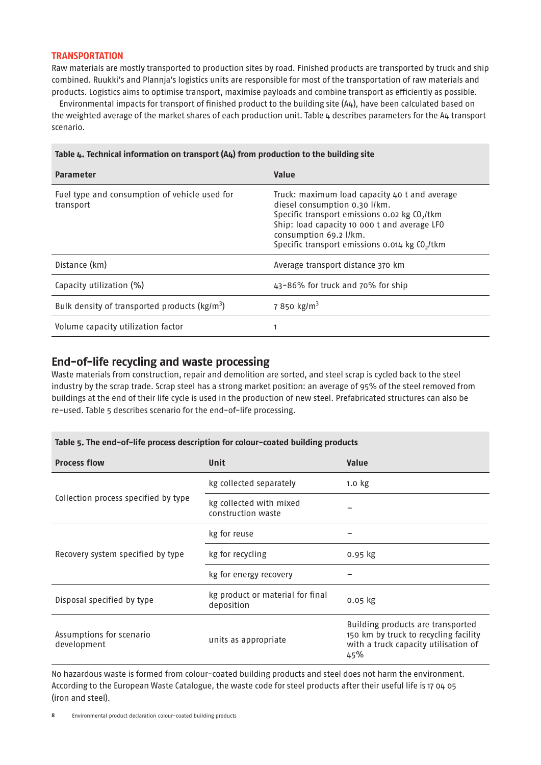## TRANSPORTATION

Raw materials are mostly transported to production sites by road. Finished products are transported by truck and ship combined. Ruukki's and Plannja's logistics units are responsible for most of the transportation of raw materials and products. Logistics aims to optimise transport, maximise payloads and combine transport as efficiently as possible.

Environmental impacts for transport of finished product to the building site (A4), have been calculated based on the weighted average of the market shares of each production unit. Table 4 describes parameters for the A4 transport scenario.

**Table 4. Technical information on transport (A4) from production to the building site**

| Parameter | Value |
|---|---|
| Fuel type and consumption of vehicle used for transport | Truck: maximum load capacity 40 t and average diesel consumption 0.30 l/km. Specific transport emissions 0.02 kg $CO_2$/tkm Ship: load capacity 10 000 t and average LFO consumption 69.2 l/km. Specific transport emissions 0.014 kg $CO_2$/tkm |
| Distance (km) | Average transport distance 370 km |
| Capacity utilization (%) | 43–86% for truck and 70% for ship |
| Bulk density of transported products (kg/m$^3$) | 7 850 kg/m$^3$ |
| Volume capacity utilization factor | 1 |

## End-of-life recycling and waste processing

Waste materials from construction, repair and demolition are sorted, and steel scrap is cycled back to the steel industry by the scrap trade. Scrap steel has a strong market position: an average of 95% of the steel removed from buildings at the end of their life cycle is used in the production of new steel. Prefabricated structures can also be re-used. Table 5 describes scenario for the end-of-life processing.

**Table 5. The end-of-life process description for colour-coated building products**

| Process flow | Unit | Value |
|---|---|---|
| Collection process specified by type | kg collected separately | 1.0 kg |
| | kg collected with mixed construction waste | – |
| Recovery system specified by type | kg for reuse | – |
| | kg for recycling | 0.95 kg |
| | kg for energy recovery | – |
| Disposal specified by type | kg product or material for final deposition | 0.05 kg |
| Assumptions for scenario development | units as appropriate | Building products are transported 150 km by truck to recycling facility with a truck capacity utilisation of 45% |

No hazardous waste is formed from colour-coated building products and steel does not harm the environment. According to the European Waste Catalogue, the waste code for steel products after their useful life is 17 04 05 (iron and steel).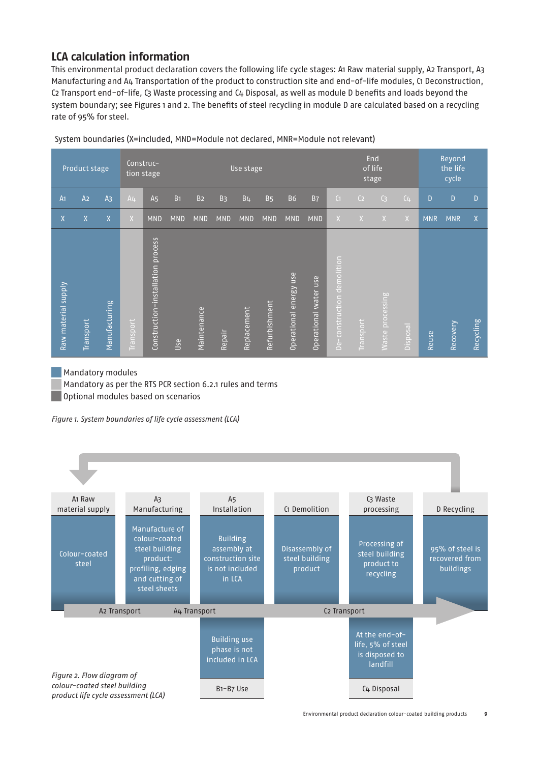## LCA calculation information

This environmental product declaration covers the following life cycle stages: A1 Raw material supply, A2 Transport, A3 Manufacturing and A4 Transportation of the product to construction site and end-of-life modules, C1 Deconstruction, C2 Transport end-of-life, C3 Waste processing and C4 Disposal, as well as module D benefits and loads beyond the system boundary; see Figures 1 and 2. The benefits of steel recycling in module D are calculated based on a recycling rate of 95% for steel.

System boundaries (X=included, MND=Module not declared, MNR=Module not relevant)

| Product stage | | | Construction stage | | Use stage | | | | | | | End of life stage | | | | Beyond the life cycle | | |
|---|---|---|---|---|---|---|---|---|---|---|---|---|---|---|---|---|---|---|
| A1 | A2 | A3 | A4 | A5 | B1 | B2 | B3 | B4 | B5 | B6 | B7 | C1 | C2 | C3 | C4 | D | D | D |
| X | X | X | X | MND | MND | MND | MND | MND | MND | MND | MND | X | X | X | X | MNR | MNR | X |
| Raw material supply | Transport | Manufacturing | Transport | Construction-installation process | Use | Maintenance | Repair | Replacement | Refurbishment | Operational energy use | Operational water use | De-construction demolition | Transport | Waste processing | Disposal | Reuse | Recovery | Recycling |

- Mandatory modules
- Mandatory as per the RTS PCR section 6.2.1 rules and terms
- Optional modules based on scenarios

*Figure 1. System boundaries of life cycle assessment (LCA)*

| A1 Raw material supply | A3 Manufacturing | A5 Installation | C1 Demolition | C3 Waste processing | D Recycling |
|---|---|---|---|---|---|
| Colour-coated steel | Manufacture of colour-coated steel building product: profiling, edging and cutting of steel sheets | Building assembly at construction site is not included in LCA | Disassembly of steel building product | Processing of steel building product to recycling | 95% of steel is recovered from buildings |

A2 Transport → A4 Transport → C2 Transport

| B1–B7 Use | C4 Disposal |
|---|---|
| Building use phase is not included in LCA | At the end-of-life, 5% of steel is disposed to landfill |

*Figure 2. Flow diagram of colour-coated steel building product life cycle assessment (LCA)*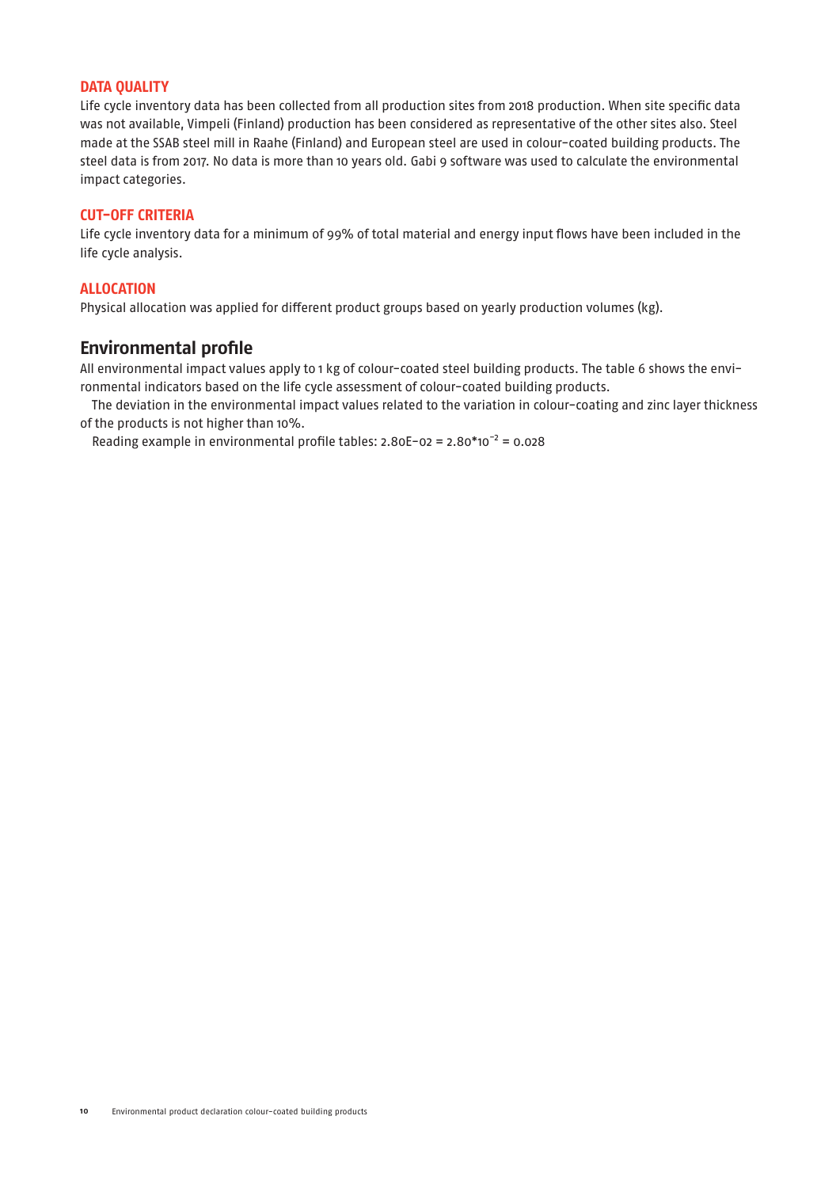### DATA QUALITY

Life cycle inventory data has been collected from all production sites from 2018 production. When site specific data was not available, Vimpeli (Finland) production has been considered as representative of the other sites also. Steel made at the SSAB steel mill in Raahe (Finland) and European steel are used in colour-coated building products. The steel data is from 2017. No data is more than 10 years old. Gabi 9 software was used to calculate the environmental impact categories.

### CUT-OFF CRITERIA

Life cycle inventory data for a minimum of 99% of total material and energy input flows have been included in the life cycle analysis.

### ALLOCATION

Physical allocation was applied for different product groups based on yearly production volumes (kg).

## Environmental profile

All environmental impact values apply to 1 kg of colour-coated steel building products. The table 6 shows the environmental indicators based on the life cycle assessment of colour-coated building products.

The deviation in the environmental impact values related to the variation in colour-coating and zinc layer thickness of the products is not higher than 10%.

Reading example in environmental profile tables: 2.80E-02 = $2.80 * 10^{-2}$ = 0.028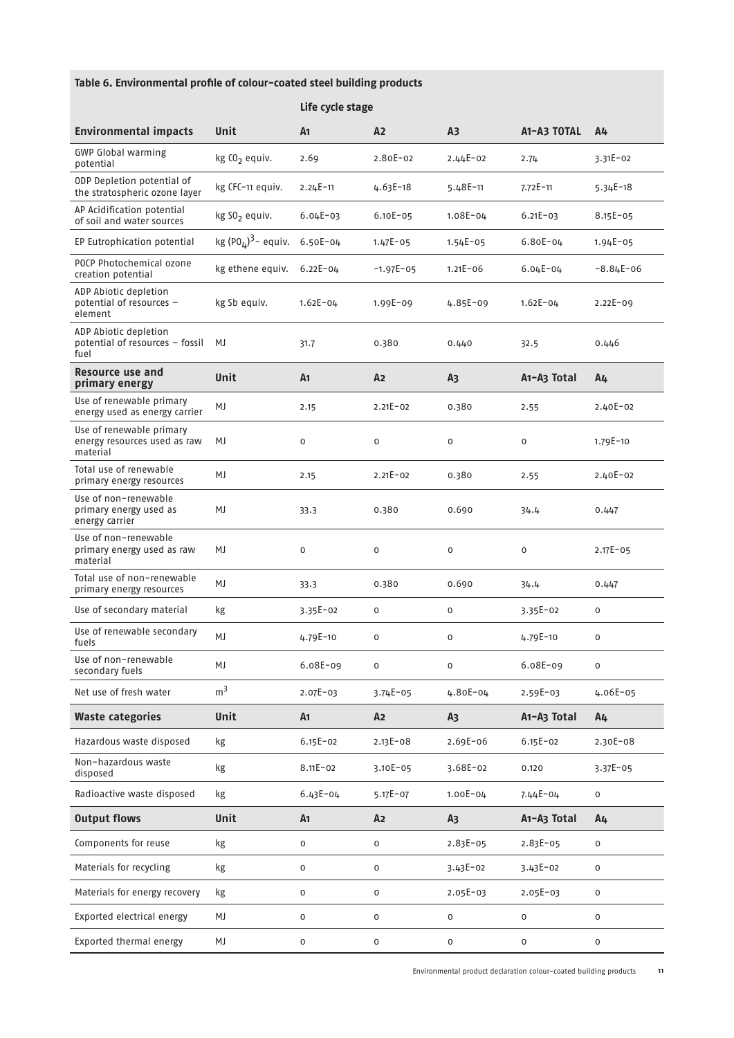**Table 6. Environmental profile of colour-coated steel building products**

| | | Life cycle stage | | | | |
|---|---|---|---|---|---|---|
| **Environmental impacts** | **Unit** | **A1** | **A2** | **A3** | **A1–A3 TOTAL** | **A4** |
| GWP Global warming potential | kg $CO_2$ equiv. | 2.69 | 2.80E-02 | 2.44E-02 | 2.74 | 3.31E-02 |
| ODP Depletion potential of the stratospheric ozone layer | kg CFC-11 equiv. | 2.24E-11 | 4.63E-18 | 5.48E-11 | 7.72E-11 | 5.34E-18 |
| AP Acidification potential of soil and water sources | kg $SO_2$ equiv. | 6.04E-03 | 6.10E-05 | 1.08E-04 | 6.21E-03 | 8.15E-05 |
| EP Eutrophication potential | kg $(PO_4)^{3-}$ equiv. | 6.50E-04 | 1.47E-05 | 1.54E-05 | 6.80E-04 | 1.94E-05 |
| POCP Photochemical ozone creation potential | kg ethene equiv. | 6.22E-04 | -1.97E-05 | 1.21E-06 | 6.04E-04 | -8.84E-06 |
| ADP Abiotic depletion potential of resources – element | kg Sb equiv. | 1.62E-04 | 1.99E-09 | 4.85E-09 | 1.62E-04 | 2.22E-09 |
| ADP Abiotic depletion potential of resources – fossil fuel | MJ | 31.7 | 0.380 | 0.440 | 32.5 | 0.446 |
| **Resource use and primary energy** | **Unit** | **A1** | **A2** | **A3** | **A1–A3 Total** | **A4** |
| Use of renewable primary energy used as energy carrier | MJ | 2.15 | 2.21E-02 | 0.380 | 2.55 | 2.40E-02 |
| Use of renewable primary energy resources used as raw material | MJ | 0 | 0 | 0 | 0 | 1.79E-10 |
| Total use of renewable primary energy resources | MJ | 2.15 | 2.21E-02 | 0.380 | 2.55 | 2.40E-02 |
| Use of non-renewable primary energy used as energy carrier | MJ | 33.3 | 0.380 | 0.690 | 34.4 | 0.447 |
| Use of non-renewable primary energy used as raw material | MJ | 0 | 0 | 0 | 0 | 2.17E-05 |
| Total use of non-renewable primary energy resources | MJ | 33.3 | 0.380 | 0.690 | 34.4 | 0.447 |
| Use of secondary material | kg | 3.35E-02 | 0 | 0 | 3.35E-02 | 0 |
| Use of renewable secondary fuels | MJ | 4.79E-10 | 0 | 0 | 4.79E-10 | 0 |
| Use of non-renewable secondary fuels | MJ | 6.08E-09 | 0 | 0 | 6.08E-09 | 0 |
| Net use of fresh water | $m^3$ | 2.07E-03 | 3.74E-05 | 4.80E-04 | 2.59E-03 | 4.06E-05 |
| **Waste categories** | **Unit** | **A1** | **A2** | **A3** | **A1–A3 Total** | **A4** |
| Hazardous waste disposed | kg | 6.15E-02 | 2.13E-08 | 2.69E-06 | 6.15E-02 | 2.30E-08 |
| Non-hazardous waste disposed | kg | 8.11E-02 | 3.10E-05 | 3.68E-02 | 0.120 | 3.37E-05 |
| Radioactive waste disposed | kg | 6.43E-04 | 5.17E-07 | 1.00E-04 | 7.44E-04 | 0 |
| **Output flows** | **Unit** | **A1** | **A2** | **A3** | **A1–A3 Total** | **A4** |
| Components for reuse | kg | 0 | 0 | 2.83E-05 | 2.83E-05 | 0 |
| Materials for recycling | kg | 0 | 0 | 3.43E-02 | 3.43E-02 | 0 |
| Materials for energy recovery | kg | 0 | 0 | 2.05E-03 | 2.05E-03 | 0 |
| Exported electrical energy | MJ | 0 | 0 | 0 | 0 | 0 |
| Exported thermal energy | MJ | 0 | 0 | 0 | 0 | 0 |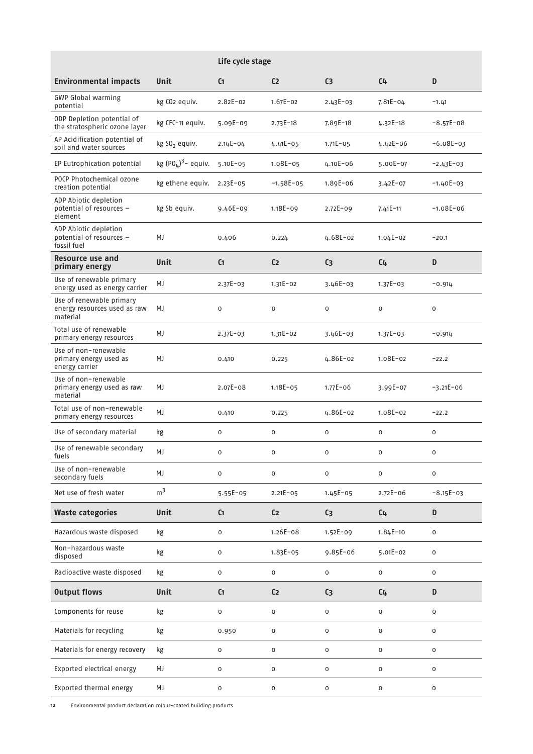| | | Life cycle stage | | | | |
|---|---|---|---|---|---|---|
| **Environmental impacts** | **Unit** | **C1** | **C2** | **C3** | **C4** | **D** |
| GWP Global warming potential | kg $CO_2$ equiv. | 2.82E-02 | 1.67E-02 | 2.43E-03 | 7.81E-04 | -1.41 |
| ODP Depletion potential of the stratospheric ozone layer | kg CFC-11 equiv. | 5.09E-09 | 2.73E-18 | 7.89E-18 | 4.32E-18 | -8.57E-08 |
| AP Acidification potential of soil and water sources | kg $SO_2$ equiv. | 2.14E-04 | 4.41E-05 | 1.71E-05 | 4.42E-06 | -6.08E-03 |
| EP Eutrophication potential | kg $(PO_4)^3$- equiv. | 5.10E-05 | 1.08E-05 | 4.10E-06 | 5.00E-07 | -2.43E-03 |
| POCP Photochemical ozone creation potential | kg ethene equiv. | 2.23E-05 | -1.58E-05 | 1.89E-06 | 3.42E-07 | -1.40E-03 |
| ADP Abiotic depletion potential of resources – element | kg Sb equiv. | 9.46E-09 | 1.18E-09 | 2.72E-09 | 7.41E-11 | -1.08E-06 |
| ADP Abiotic depletion potential of resources – fossil fuel | MJ | 0.406 | 0.224 | 4.68E-02 | 1.04E-02 | -20.1 |
| **Resource use and primary energy** | **Unit** | **C1** | **C2** | **C3** | **C4** | **D** |
| Use of renewable primary energy used as energy carrier | MJ | 2.37E-03 | 1.31E-02 | 3.46E-03 | 1.37E-03 | -0.914 |
| Use of renewable primary energy resources used as raw material | MJ | 0 | 0 | 0 | 0 | 0 |
| Total use of renewable primary energy resources | MJ | 2.37E-03 | 1.31E-02 | 3.46E-03 | 1.37E-03 | -0.914 |
| Use of non-renewable primary energy used as energy carrier | MJ | 0.410 | 0.225 | 4.86E-02 | 1.08E-02 | -22.2 |
| Use of non-renewable primary energy used as raw material | MJ | 2.07E-08 | 1.18E-05 | 1.77E-06 | 3.99E-07 | -3.21E-06 |
| Total use of non-renewable primary energy resources | MJ | 0.410 | 0.225 | 4.86E-02 | 1.08E-02 | -22.2 |
| Use of secondary material | kg | 0 | 0 | 0 | 0 | 0 |
| Use of renewable secondary fuels | MJ | 0 | 0 | 0 | 0 | 0 |
| Use of non-renewable secondary fuels | MJ | 0 | 0 | 0 | 0 | 0 |
| Net use of fresh water | $m^3$ | 5.55E-05 | 2.21E-05 | 1.45E-05 | 2.72E-06 | -8.15E-03 |
| **Waste categories** | **Unit** | **C1** | **C2** | **C3** | **C4** | **D** |
| Hazardous waste disposed | kg | 0 | 1.26E-08 | 1.52E-09 | 1.84E-10 | 0 |
| Non-hazardous waste disposed | kg | 0 | 1.83E-05 | 9.85E-06 | 5.01E-02 | 0 |
| Radioactive waste disposed | kg | 0 | 0 | 0 | 0 | 0 |
| **Output flows** | **Unit** | **C1** | **C2** | **C3** | **C4** | **D** |
| Components for reuse | kg | 0 | 0 | 0 | 0 | 0 |
| Materials for recycling | kg | 0.950 | 0 | 0 | 0 | 0 |
| Materials for energy recovery | kg | 0 | 0 | 0 | 0 | 0 |
| Exported electrical energy | MJ | 0 | 0 | 0 | 0 | 0 |
| Exported thermal energy | MJ | 0 | 0 | 0 | 0 | 0 |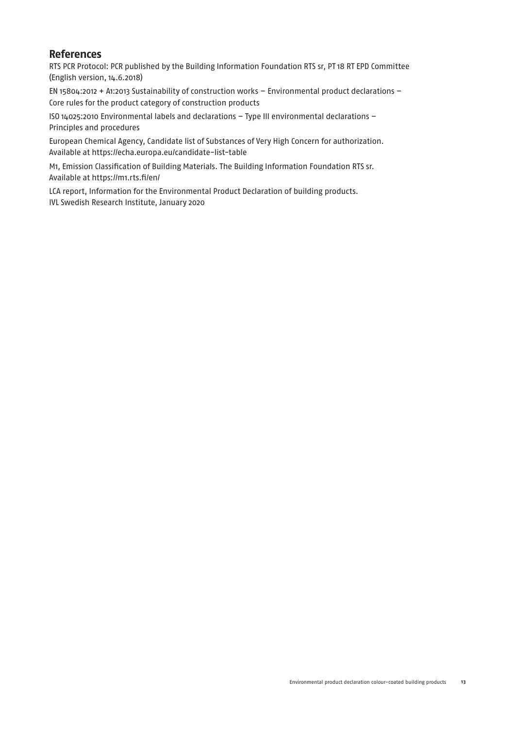## References

RTS PCR Protocol: PCR published by the Building Information Foundation RTS sr, PT 18 RT EPD Committee (English version, 14.6.2018)

EN 15804:2012 + A1:2013 Sustainability of construction works – Environmental product declarations – Core rules for the product category of construction products

ISO 14025:2010 Environmental labels and declarations – Type III environmental declarations – Principles and procedures

European Chemical Agency, Candidate list of Substances of Very High Concern for authorization. Available at https://echa.europa.eu/candidate-list-table

M1, Emission Classification of Building Materials. The Building Information Foundation RTS sr. Available at https://m1.rts.fi/en/

LCA report, Information for the Environmental Product Declaration of building products. IVL Swedish Research Institute, January 2020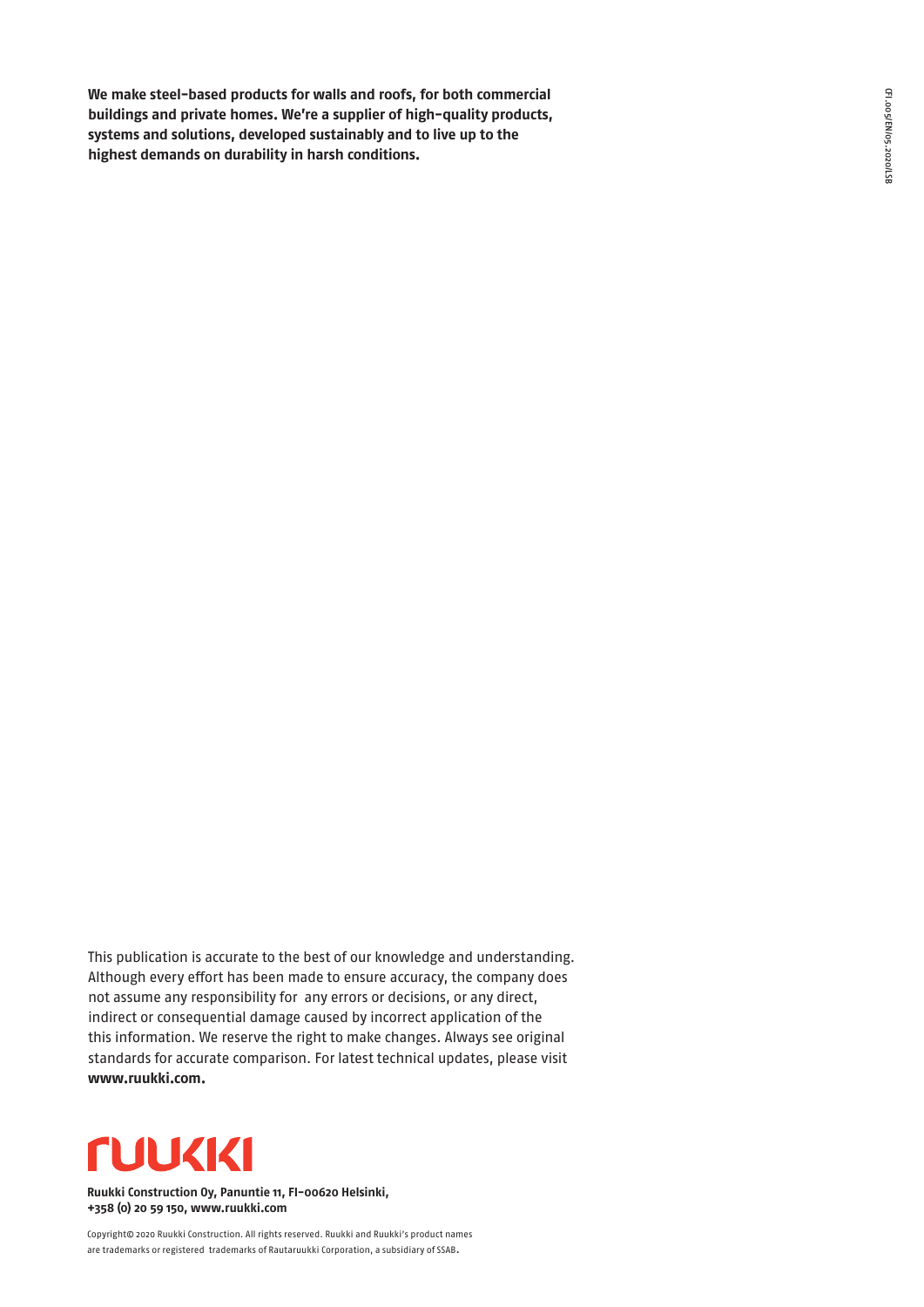**We make steel-based products for walls and roofs, for both commercial buildings and private homes. We're a supplier of high-quality products, systems and solutions, developed sustainably and to live up to the highest demands on durability in harsh conditions.**

CFI.005/EN/05.2020/LSB

This publication is accurate to the best of our knowledge and understanding. Although every effort has been made to ensure accuracy, the company does not assume any responsibility for any errors or decisions, or any direct, indirect or consequential damage caused by incorrect application of the this information. We reserve the right to make changes. Always see original standards for accurate comparison. For latest technical updates, please visit **www.ruukki.com.**

ruukki

**Ruukki Construction Oy, Panuntie 11, FI-00620 Helsinki, +358 (0) 20 59 150, www.ruukki.com**

Copyright© 2020 Ruukki Construction. All rights reserved. Ruukki and Ruukki's product names are trademarks or registered trademarks of Rautaruukki Corporation, a subsidiary of SSAB.